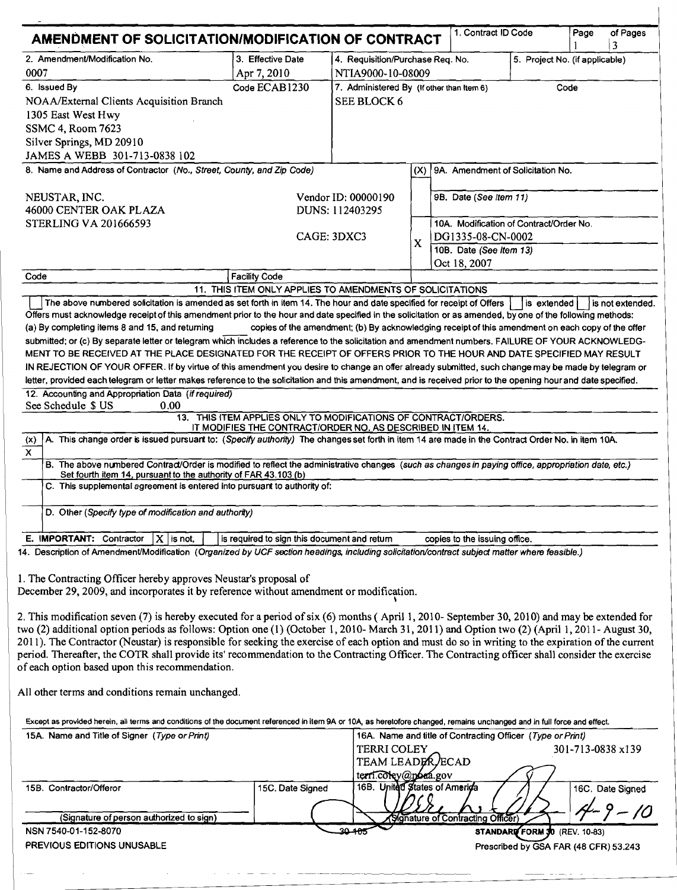# AMENDMENT OF SOLICITATION/MODIFICATION OF CONTRACT

| 1. Contract ID Code | Page | of Pages |
|---|---|---|
| | 1 | 3 |

| 2. Amendment/Modification No. | 3. Effective Date | 4. Requisition/Purchase Req. No. | 5. Project No. (if applicable) |
|---|---|---|---|
| 0007 | Apr 7, 2010 | NTIA9000-10-08009 | |

**6. Issued By** Code ECAB1230

NOAA/External Clients Acquisition Branch
1305 East West Hwy
SSMC 4, Room 7623
Silver Springs, MD 20910
JAMES A WEBB 301-713-0838 102

**7. Administered By** (If other than Item 6) Code

SEE BLOCK 6

**8. Name and Address of Contractor** (No., Street, County, and Zip Code)

NEUSTAR, INC.
46000 CENTER OAK PLAZA
STERLING VA 201666593

Vendor ID: 00000190
DUNS: 112403295
CAGE: 3DXC3

| (X) | |
|---|---|
| | 9A. Amendment of Solicitation No. |
| | 9B. Date (See Item 11) |
| X | 10A. Modification of Contract/Order No. DG1335-08-CN-0002 |
| | 10B. Date (See Item 13) Oct 18, 2007 |

Code | Facility Code

**11. THIS ITEM ONLY APPLIES TO AMENDMENTS OF SOLICITATIONS**

☐ The above numbered solicitation is amended as set forth in item 14. The hour and date specified for receipt of Offers ☐ is extended ☐ is not extended. Offers must acknowledge receipt of this amendment prior to the hour and date specified in the solicitation or as amended, by one of the following methods: (a) By completing items 8 and 15, and returning copies of the amendment; (b) By acknowledging receipt of this amendment on each copy of the offer submitted; or (c) By separate letter or telegram which includes a reference to the solicitation and amendment numbers. FAILURE OF YOUR ACKNOWLEDGMENT TO BE RECEIVED AT THE PLACE DESIGNATED FOR THE RECEIPT OF OFFERS PRIOR TO THE HOUR AND DATE SPECIFIED MAY RESULT IN REJECTION OF YOUR OFFER. If by virtue of this amendment you desire to change an offer already submitted, such change may be made by telegram or letter, provided each telegram or letter makes reference to the solicitation and this amendment, and is received prior to the opening hour and date specified.

**12. Accounting and Appropriation Data** (if required)
See Schedule $ US 0.00

**13. THIS ITEM APPLIES ONLY TO MODIFICATIONS OF CONTRACT/ORDERS. IT MODIFIES THE CONTRACT/ORDER NO. AS DESCRIBED IN ITEM 14.**

| (x) | |
|---|---|
| X | A. This change order is issued pursuant to: (Specify authority) The changes set forth in item 14 are made in the Contract Order No. in item 10A. |
| | B. The above numbered Contract/Order is modified to reflect the administrative changes (such as changes in paying office, appropriation date, etc.) Set fourth item 14, pursuant to the authority of FAR 43.103 (b) |
| | C. This supplemental agreement is entered into pursuant to authority of: |
| | D. Other (Specify type of modification and authority) |

**E. IMPORTANT:** Contractor ☒ is not, ☐ is required to sign this document and return copies to the issuing office.

**14. Description of Amendment/Modification** (Organized by UCF section headings, including solicitation/contract subject matter where feasible.)

1. The Contracting Officer hereby approves Neustar's proposal of December 29, 2009, and incorporates it by reference without amendment or modification.

2. This modification seven (7) is hereby executed for a period of six (6) months ( April 1, 2010- September 30, 2010) and may be extended for two (2) additional option periods as follows: Option one (1) (October 1, 2010- March 31, 2011) and Option two (2) (April 1, 2011- August 30, 2011). The Contractor (Neustar) is responsible for seeking the exercise of each option and must do so in writing to the expiration of the current period. Thereafter, the COTR shall provide its' recommendation to the Contracting Officer. The Contracting officer shall consider the exercise of each option based upon this recommendation.

All other terms and conditions remain unchanged.

Except as provided herein, all terms and conditions of the document referenced in Item 9A or 10A, as heretofore changed, remains unchanged and in full force and effect.

| 15A. Name and Title of Signer (Type or Print) | | 16A. Name and title of Contracting Officer (Type or Print) | |
|---|---|---|---|
| | | TERRI COLEY 301-713-0838 x139<br>TEAM LEADER, ECAD<br>terri.coley@noaa.gov | |
| 15B. Contractor/Offeror | 15C. Date Signed | 16B. United States of America | 16C. Date Signed |
| (Signature of person authorized to sign) | | (Signature of Contracting Officer) | 4-9-10 |

NSN 7540-01-152-8070
PREVIOUS EDITIONS UNUSABLE
30-105
STANDARD FORM 30 (REV. 10-83)
Prescribed by GSA FAR (48 CFR) 53.243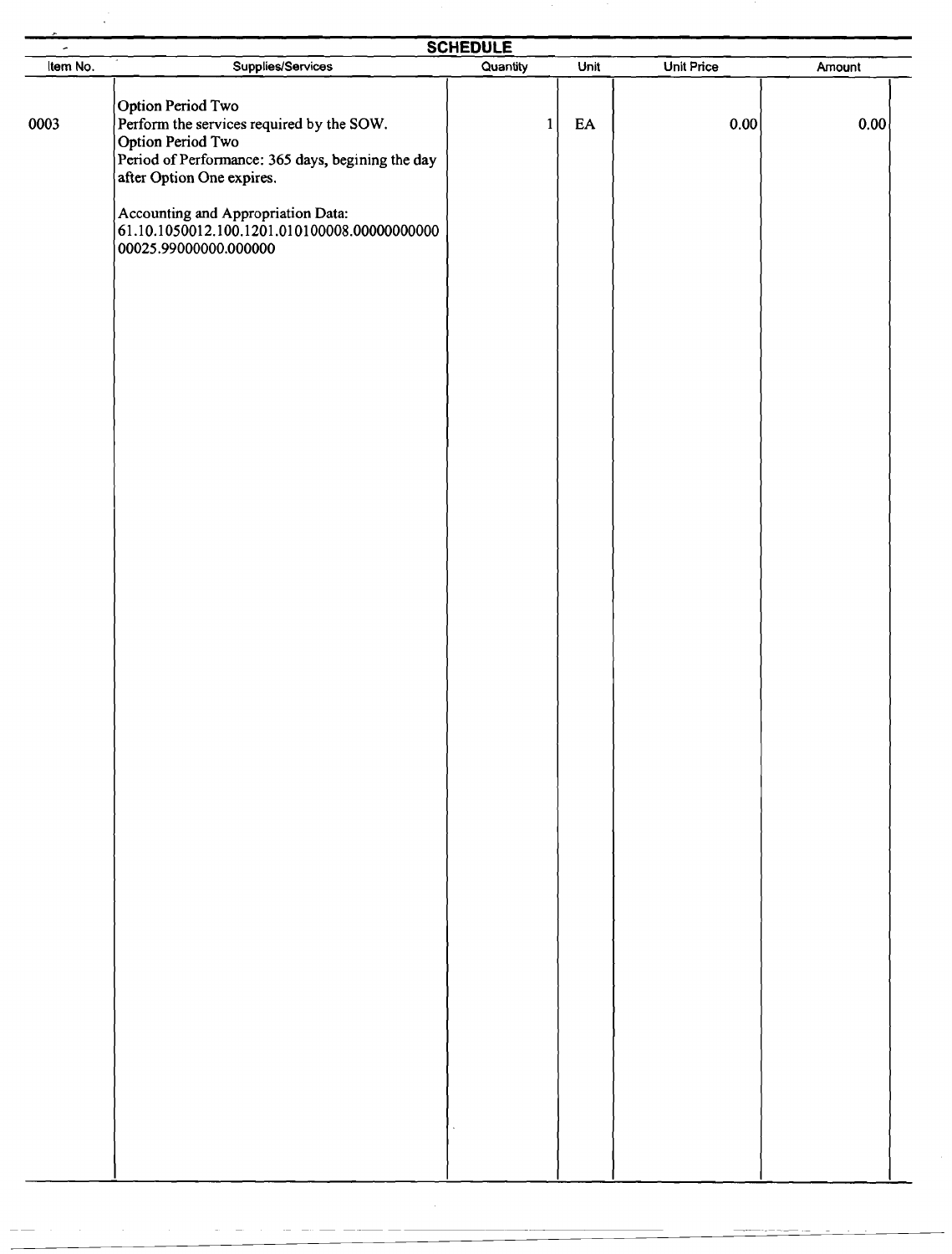## SCHEDULE

| Item No. | Supplies/Services | Quantity | Unit | Unit Price | Amount |
|---|---|---|---|---|---|
| 0003 | Option Period Two<br>Perform the services required by the SOW.<br>Option Period Two<br>Period of Performance: 365 days, begining the day after Option One expires.<br><br>Accounting and Appropriation Data:<br>61.10.1050012.100.1201.010100008.00000000000<br>00025.99000000.000000 | 1 | EA | 0.00 | 0.00 |